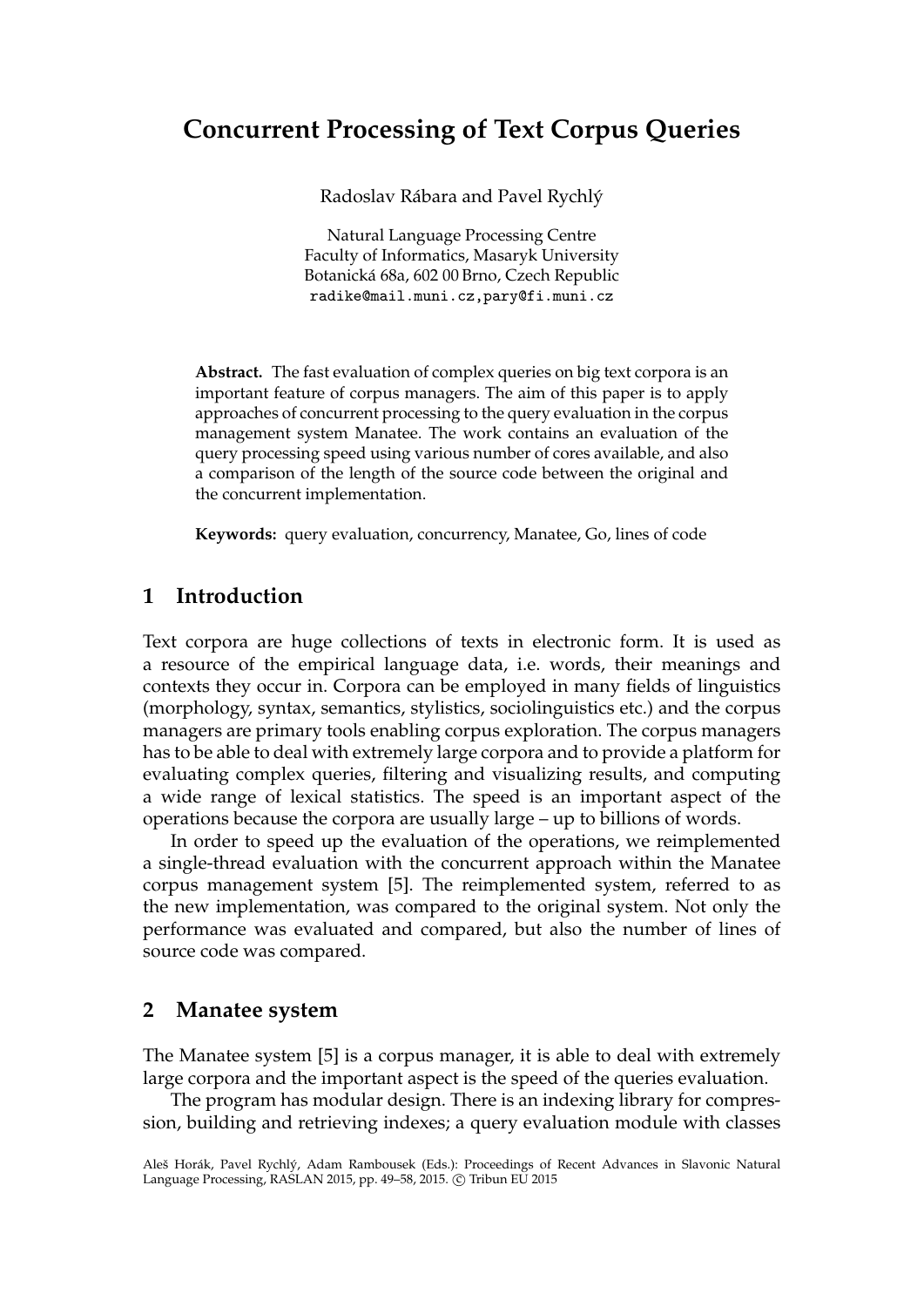# Concurrent Processing of Text Corpus Queries

Radoslav Rábara and Pavel Rychlý

Natural Language Processing Centre
Faculty of Informatics, Masaryk University
Botanická 68a, 602 00 Brno, Czech Republic
radike@mail.muni.cz,pary@fi.muni.cz

**Abstract.** The fast evaluation of complex queries on big text corpora is an important feature of corpus managers. The aim of this paper is to apply approaches of concurrent processing to the query evaluation in the corpus management system Manatee. The work contains an evaluation of the query processing speed using various number of cores available, and also a comparison of the length of the source code between the original and the concurrent implementation.

**Keywords:** query evaluation, concurrency, Manatee, Go, lines of code

## 1 Introduction

Text corpora are huge collections of texts in electronic form. It is used as a resource of the empirical language data, i.e. words, their meanings and contexts they occur in. Corpora can be employed in many fields of linguistics (morphology, syntax, semantics, stylistics, sociolinguistics etc.) and the corpus managers are primary tools enabling corpus exploration. The corpus managers has to be able to deal with extremely large corpora and to provide a platform for evaluating complex queries, filtering and visualizing results, and computing a wide range of lexical statistics. The speed is an important aspect of the operations because the corpora are usually large – up to billions of words.

In order to speed up the evaluation of the operations, we reimplemented a single-thread evaluation with the concurrent approach within the Manatee corpus management system [5]. The reimplemented system, referred to as the new implementation, was compared to the original system. Not only the performance was evaluated and compared, but also the number of lines of source code was compared.

## 2 Manatee system

The Manatee system [5] is a corpus manager, it is able to deal with extremely large corpora and the important aspect is the speed of the queries evaluation.

The program has modular design. There is an indexing library for compression, building and retrieving indexes; a query evaluation module with classes

Aleš Horák, Pavel Rychlý, Adam Rambousek (Eds.): Proceedings of Recent Advances in Slavonic Natural Language Processing, RASLAN 2015, pp. 49–58, 2015. © Tribun EU 2015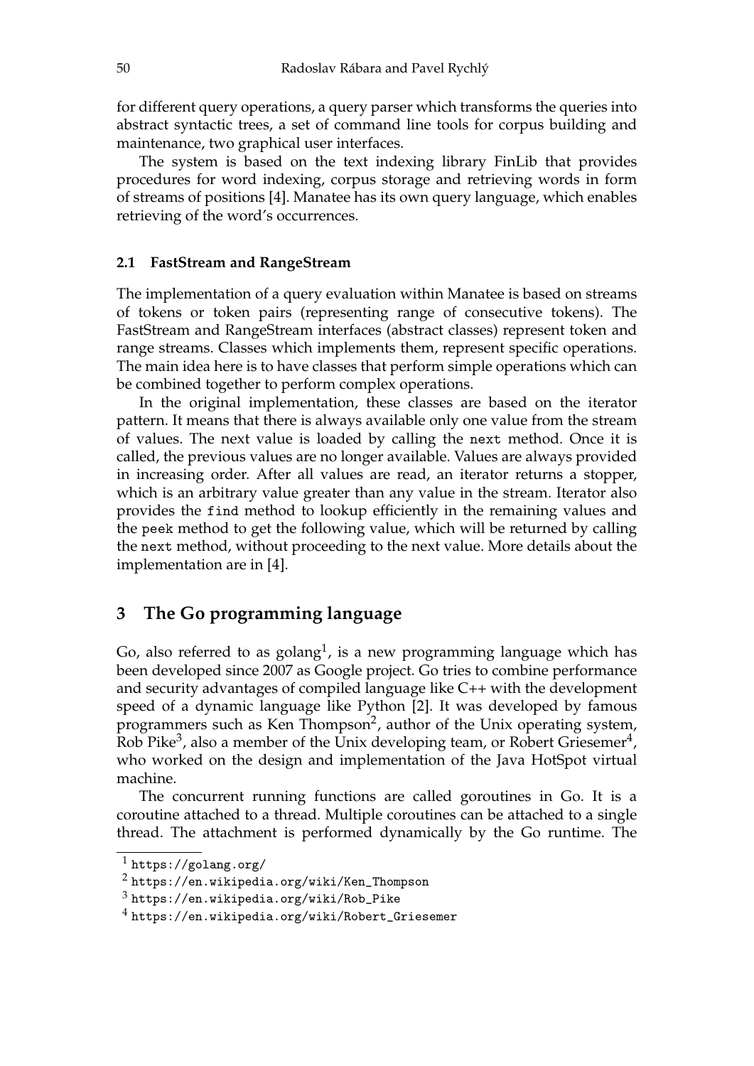for different query operations, a query parser which transforms the queries into abstract syntactic trees, a set of command line tools for corpus building and maintenance, two graphical user interfaces.

The system is based on the text indexing library FinLib that provides procedures for word indexing, corpus storage and retrieving words in form of streams of positions [4]. Manatee has its own query language, which enables retrieving of the word's occurrences.

### 2.1 FastStream and RangeStream

The implementation of a query evaluation within Manatee is based on streams of tokens or token pairs (representing range of consecutive tokens). The FastStream and RangeStream interfaces (abstract classes) represent token and range streams. Classes which implements them, represent specific operations. The main idea here is to have classes that perform simple operations which can be combined together to perform complex operations.

In the original implementation, these classes are based on the iterator pattern. It means that there is always available only one value from the stream of values. The next value is loaded by calling the `next` method. Once it is called, the previous values are no longer available. Values are always provided in increasing order. After all values are read, an iterator returns a stopper, which is an arbitrary value greater than any value in the stream. Iterator also provides the `find` method to lookup efficiently in the remaining values and the `peek` method to get the following value, which will be returned by calling the `next` method, without proceeding to the next value. More details about the implementation are in [4].

## 3 The Go programming language

Go, also referred to as golang[1], is a new programming language which has been developed since 2007 as Google project. Go tries to combine performance and security advantages of compiled language like C++ with the development speed of a dynamic language like Python [2]. It was developed by famous programmers such as Ken Thompson[2], author of the Unix operating system, Rob Pike[3], also a member of the Unix developing team, or Robert Griesemer[4], who worked on the design and implementation of the Java HotSpot virtual machine.

The concurrent running functions are called goroutines in Go. It is a coroutine attached to a thread. Multiple coroutines can be attached to a single thread. The attachment is performed dynamically by the Go runtime. The

[1] https://golang.org/

[2] https://en.wikipedia.org/wiki/Ken_Thompson

[3] https://en.wikipedia.org/wiki/Rob_Pike

[4] https://en.wikipedia.org/wiki/Robert_Griesemer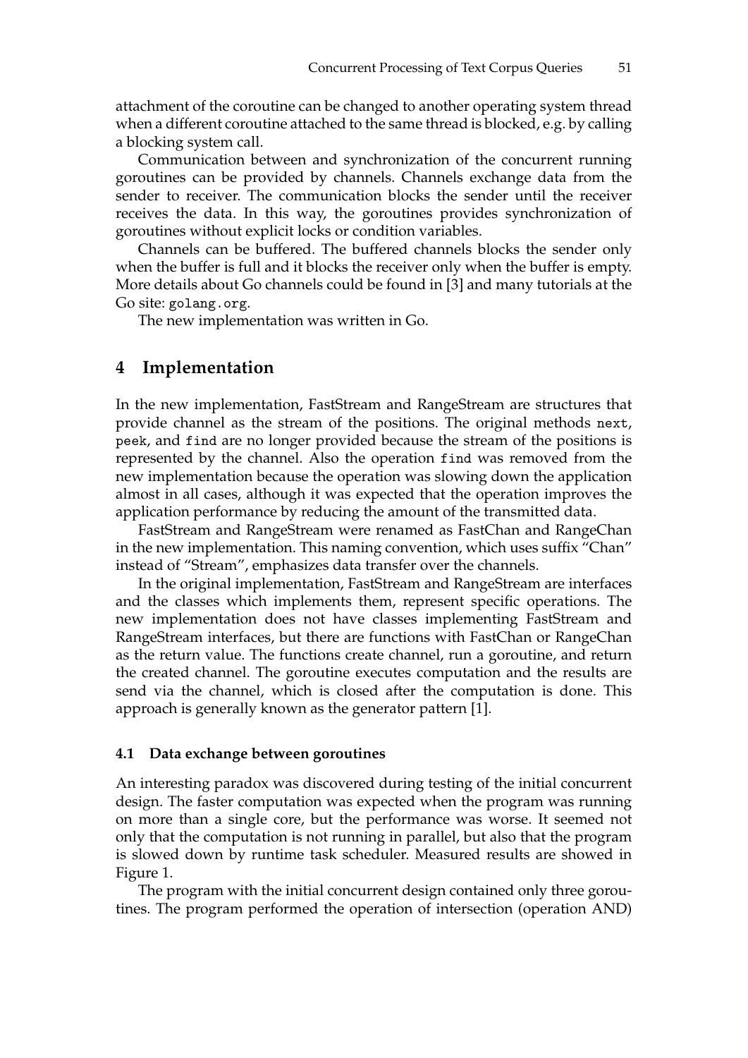attachment of the coroutine can be changed to another operating system thread when a different coroutine attached to the same thread is blocked, e.g. by calling a blocking system call.

Communication between and synchronization of the concurrent running goroutines can be provided by channels. Channels exchange data from the sender to receiver. The communication blocks the sender until the receiver receives the data. In this way, the goroutines provides synchronization of goroutines without explicit locks or condition variables.

Channels can be buffered. The buffered channels blocks the sender only when the buffer is full and it blocks the receiver only when the buffer is empty. More details about Go channels could be found in [3] and many tutorials at the Go site: `golang.org`.

The new implementation was written in Go.

## 4 Implementation

In the new implementation, FastStream and RangeStream are structures that provide channel as the stream of the positions. The original methods `next`, `peek`, and `find` are no longer provided because the stream of the positions is represented by the channel. Also the operation `find` was removed from the new implementation because the operation was slowing down the application almost in all cases, although it was expected that the operation improves the application performance by reducing the amount of the transmitted data.

FastStream and RangeStream were renamed as FastChan and RangeChan in the new implementation. This naming convention, which uses suffix "Chan" instead of "Stream", emphasizes data transfer over the channels.

In the original implementation, FastStream and RangeStream are interfaces and the classes which implements them, represent specific operations. The new implementation does not have classes implementing FastStream and RangeStream interfaces, but there are functions with FastChan or RangeChan as the return value. The functions create channel, run a goroutine, and return the created channel. The goroutine executes computation and the results are send via the channel, which is closed after the computation is done. This approach is generally known as the generator pattern [1].

### 4.1 Data exchange between goroutines

An interesting paradox was discovered during testing of the initial concurrent design. The faster computation was expected when the program was running on more than a single core, but the performance was worse. It seemed not only that the computation is not running in parallel, but also that the program is slowed down by runtime task scheduler. Measured results are showed in Figure 1.

The program with the initial concurrent design contained only three goroutines. The program performed the operation of intersection (operation AND)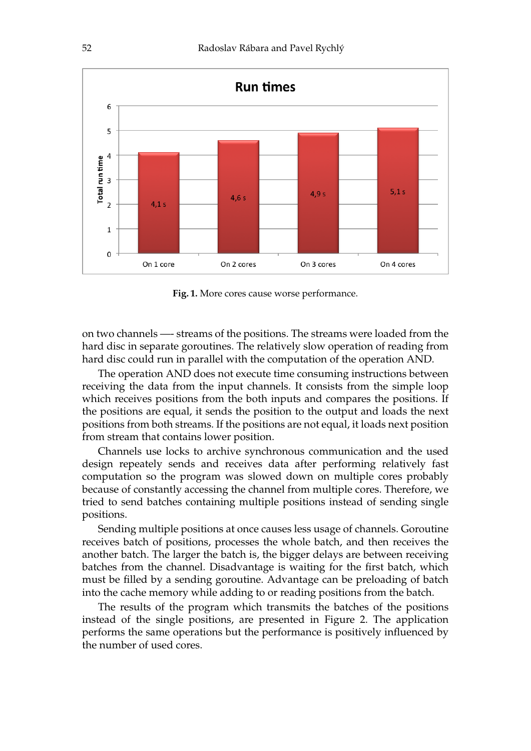**Fig. 1.** More cores cause worse performance.

on two channels —- streams of the positions. The streams were loaded from the hard disc in separate goroutines. The relatively slow operation of reading from hard disc could run in parallel with the computation of the operation AND.

The operation AND does not execute time consuming instructions between receiving the data from the input channels. It consists from the simple loop which receives positions from the both inputs and compares the positions. If the positions are equal, it sends the position to the output and loads the next positions from both streams. If the positions are not equal, it loads next position from stream that contains lower position.

Channels use locks to archive synchronous communication and the used design repeately sends and receives data after performing relatively fast computation so the program was slowed down on multiple cores probably because of constantly accessing the channel from multiple cores. Therefore, we tried to send batches containing multiple positions instead of sending single positions.

Sending multiple positions at once causes less usage of channels. Goroutine receives batch of positions, processes the whole batch, and then receives the another batch. The larger the batch is, the bigger delays are between receiving batches from the channel. Disadvantage is waiting for the first batch, which must be filled by a sending goroutine. Advantage can be preloading of batch into the cache memory while adding to or reading positions from the batch.

The results of the program which transmits the batches of the positions instead of the single positions, are presented in Figure 2. The application performs the same operations but the performance is positively influenced by the number of used cores.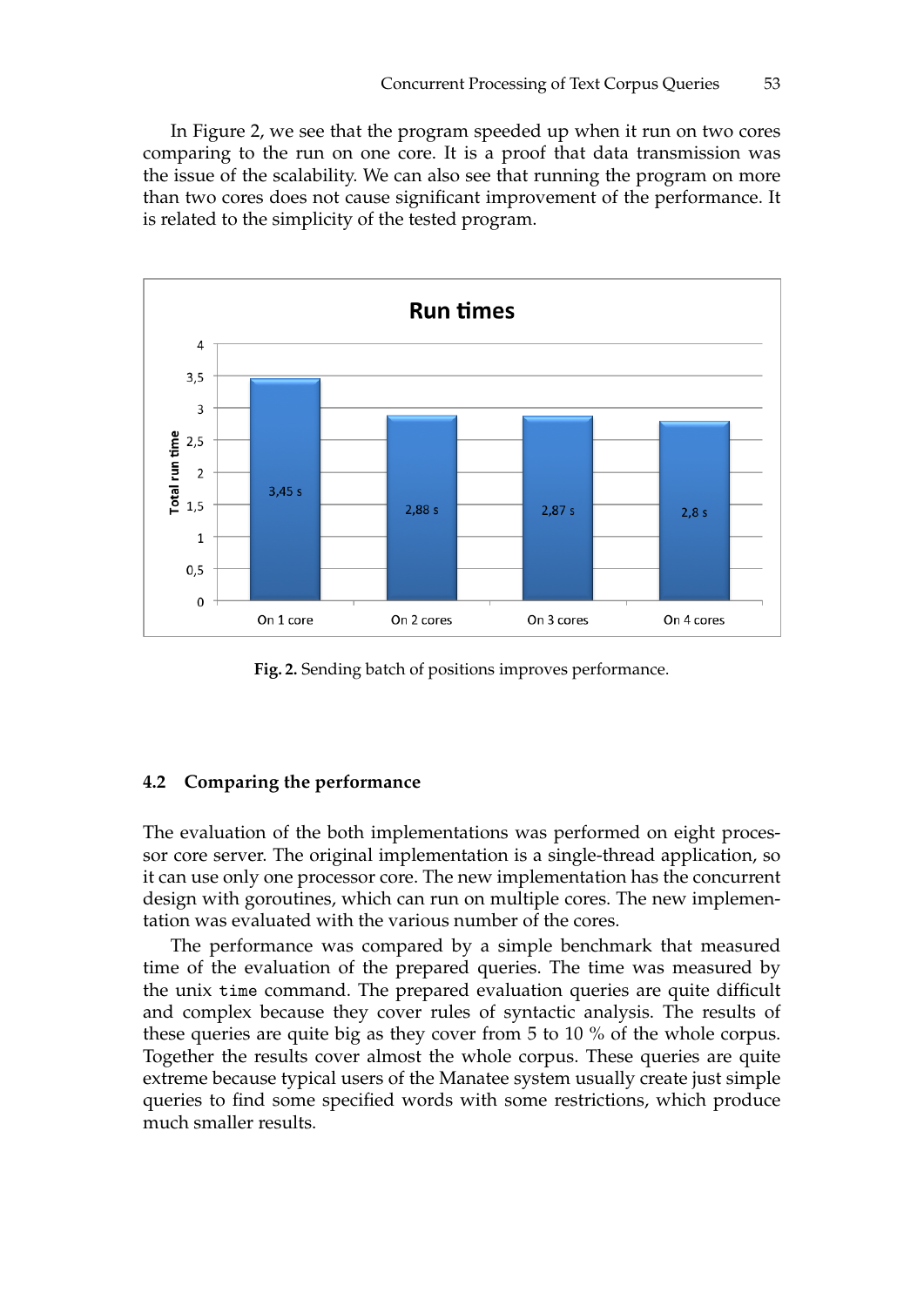In Figure 2, we see that the program speeded up when it run on two cores comparing to the run on one core. It is a proof that data transmission was the issue of the scalability. We can also see that running the program on more than two cores does not cause significant improvement of the performance. It is related to the simplicity of the tested program.

**Fig. 2.** Sending batch of positions improves performance.

### 4.2 Comparing the performance

The evaluation of the both implementations was performed on eight processor core server. The original implementation is a single-thread application, so it can use only one processor core. The new implementation has the concurrent design with goroutines, which can run on multiple cores. The new implementation was evaluated with the various number of the cores.

The performance was compared by a simple benchmark that measured time of the evaluation of the prepared queries. The time was measured by the unix `time` command. The prepared evaluation queries are quite difficult and complex because they cover rules of syntactic analysis. The results of these queries are quite big as they cover from 5 to 10 % of the whole corpus. Together the results cover almost the whole corpus. These queries are quite extreme because typical users of the Manatee system usually create just simple queries to find some specified words with some restrictions, which produce much smaller results.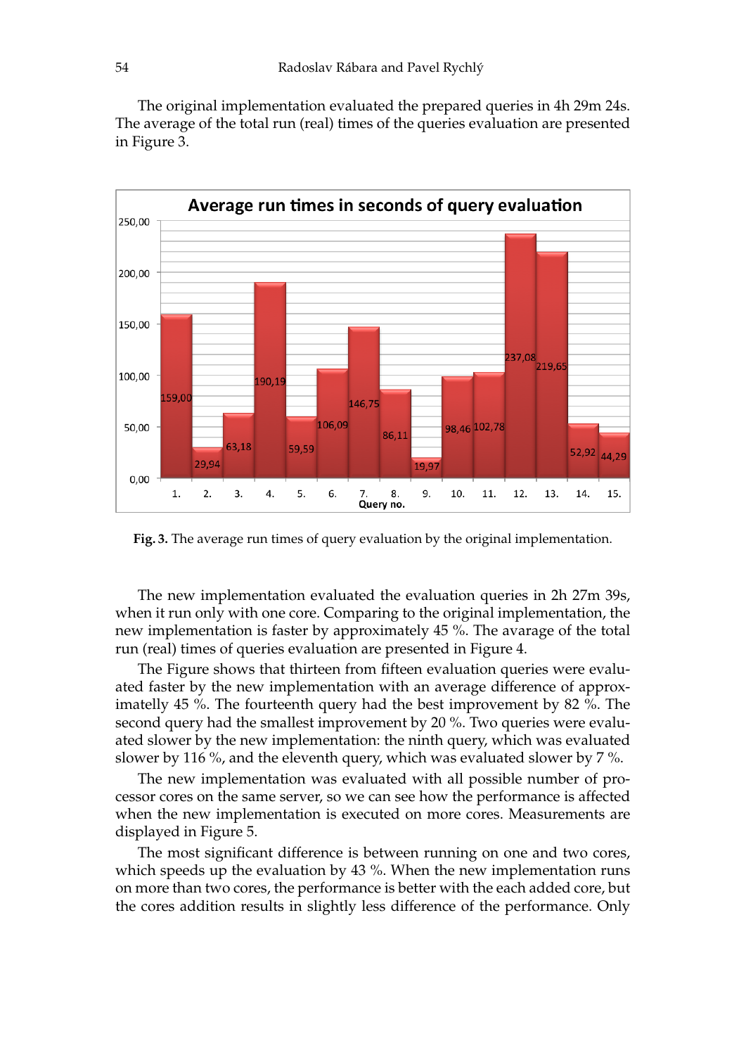The original implementation evaluated the prepared queries in 4h 29m 24s. The average of the total run (real) times of the queries evaluation are presented in Figure 3.

Fig. 3. The average run times of query evaluation by the original implementation.

The new implementation evaluated the evaluation queries in 2h 27m 39s, when it run only with one core. Comparing to the original implementation, the new implementation is faster by approximately 45 %. The avarage of the total run (real) times of queries evaluation are presented in Figure 4.

The Figure shows that thirteen from fifteen evaluation queries were evaluated faster by the new implementation with an average difference of approximatelly 45 %. The fourteenth query had the best improvement by 82 %. The second query had the smallest improvement by 20 %. Two queries were evaluated slower by the new implementation: the ninth query, which was evaluated slower by 116 %, and the eleventh query, which was evaluated slower by 7 %.

The new implementation was evaluated with all possible number of processor cores on the same server, so we can see how the performance is affected when the new implementation is executed on more cores. Measurements are displayed in Figure 5.

The most significant difference is between running on one and two cores, which speeds up the evaluation by 43 %. When the new implementation runs on more than two cores, the performance is better with the each added core, but the cores addition results in slightly less difference of the performance. Only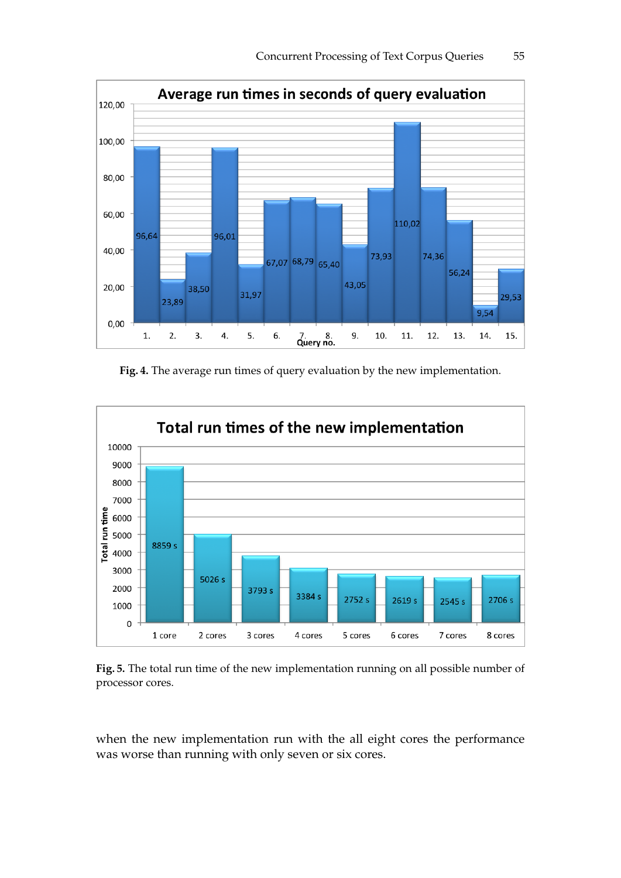Fig. 4. The average run times of query evaluation by the new implementation.

Fig. 5. The total run time of the new implementation running on all possible number of processor cores.

when the new implementation run with the all eight cores the performance was worse than running with only seven or six cores.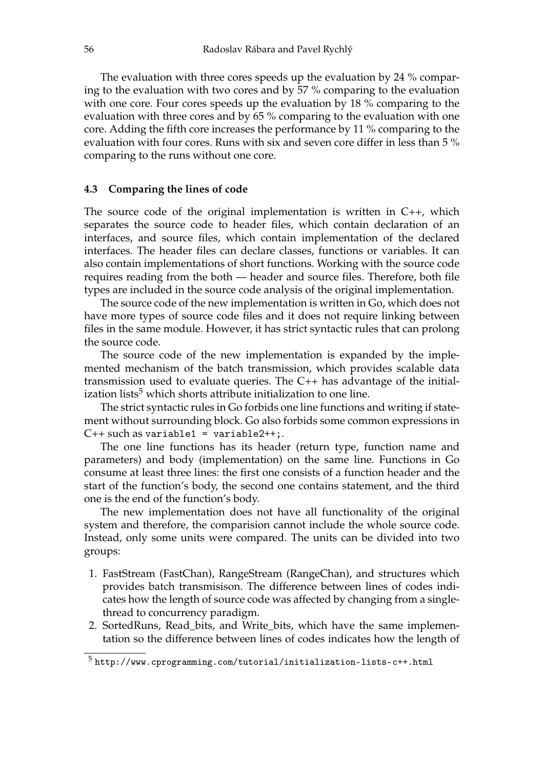The evaluation with three cores speeds up the evaluation by 24 % comparing to the evaluation with two cores and by 57 % comparing to the evaluation with one core. Four cores speeds up the evaluation by 18 % comparing to the evaluation with three cores and by 65 % comparing to the evaluation with one core. Adding the fifth core increases the performance by 11 % comparing to the evaluation with four cores. Runs with six and seven core differ in less than 5 % comparing to the runs without one core.

### 4.3 Comparing the lines of code

The source code of the original implementation is written in C++, which separates the source code to header files, which contain declaration of an interfaces, and source files, which contain implementation of the declared interfaces. The header files can declare classes, functions or variables. It can also contain implementations of short functions. Working with the source code requires reading from the both — header and source files. Therefore, both file types are included in the source code analysis of the original implementation.

The source code of the new implementation is written in Go, which does not have more types of source code files and it does not require linking between files in the same module. However, it has strict syntactic rules that can prolong the source code.

The source code of the new implementation is expanded by the implemented mechanism of the batch transmission, which provides scalable data transmission used to evaluate queries. The C++ has advantage of the initialization lists[5] which shorts attribute initialization to one line.

The strict syntactic rules in Go forbids one line functions and writing if statement without surrounding block. Go also forbids some common expressions in C++ such as `variable1 = variable2++;`.

The one line functions has its header (return type, function name and parameters) and body (implementation) on the same line. Functions in Go consume at least three lines: the first one consists of a function header and the start of the function's body, the second one contains statement, and the third one is the end of the function's body.

The new implementation does not have all functionality of the original system and therefore, the comparision cannot include the whole source code. Instead, only some units were compared. The units can be divided into two groups:

1. FastStream (FastChan), RangeStream (RangeChan), and structures which provides batch transmisison. The difference between lines of codes indicates how the length of source code was affected by changing from a single-thread to concurrency paradigm.
2. SortedRuns, Read_bits, and Write_bits, which have the same implementation so the difference between lines of codes indicates how the length of

[5] `http://www.cprogramming.com/tutorial/initialization-lists-c++.html`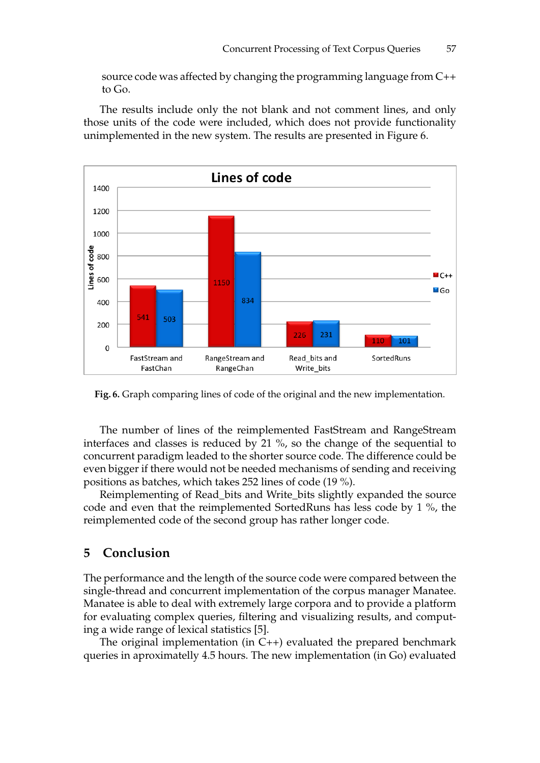source code was affected by changing the programming language from C++ to Go.

The results include only the not blank and not comment lines, and only those units of the code were included, which does not provide functionality unimplemented in the new system. The results are presented in Figure 6.

**Fig. 6.** Graph comparing lines of code of the original and the new implementation.

The number of lines of the reimplemented FastStream and RangeStream interfaces and classes is reduced by 21 %, so the change of the sequential to concurrent paradigm leaded to the shorter source code. The difference could be even bigger if there would not be needed mechanisms of sending and receiving positions as batches, which takes 252 lines of code (19 %).

Reimplementing of Read_bits and Write_bits slightly expanded the source code and even that the reimplemented SortedRuns has less code by 1 %, the reimplemented code of the second group has rather longer code.

## 5 Conclusion

The performance and the length of the source code were compared between the single-thread and concurrent implementation of the corpus manager Manatee. Manatee is able to deal with extremely large corpora and to provide a platform for evaluating complex queries, filtering and visualizing results, and computing a wide range of lexical statistics [5].

The original implementation (in C++) evaluated the prepared benchmark queries in aproximatelly 4.5 hours. The new implementation (in Go) evaluated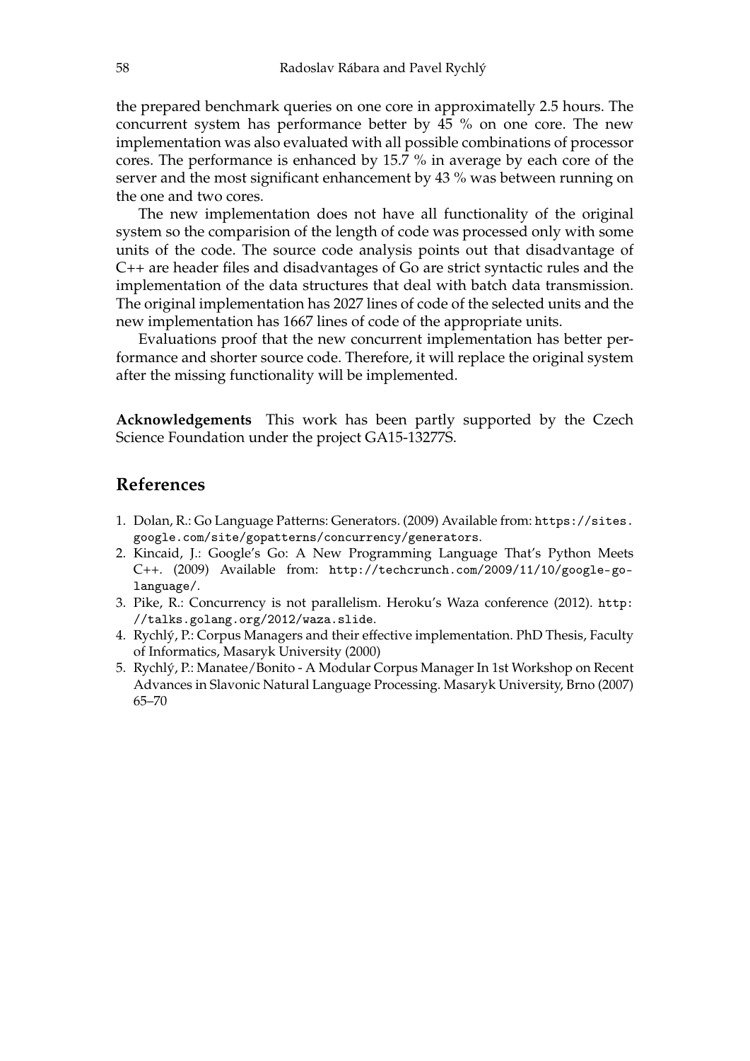the prepared benchmark queries on one core in approximatelly 2.5 hours. The concurrent system has performance better by 45 % on one core. The new implementation was also evaluated with all possible combinations of processor cores. The performance is enhanced by 15.7 % in average by each core of the server and the most significant enhancement by 43 % was between running on the one and two cores.

The new implementation does not have all functionality of the original system so the comparision of the length of code was processed only with some units of the code. The source code analysis points out that disadvantage of C++ are header files and disadvantages of Go are strict syntactic rules and the implementation of the data structures that deal with batch data transmission. The original implementation has 2027 lines of code of the selected units and the new implementation has 1667 lines of code of the appropriate units.

Evaluations proof that the new concurrent implementation has better performance and shorter source code. Therefore, it will replace the original system after the missing functionality will be implemented.

**Acknowledgements** This work has been partly supported by the Czech Science Foundation under the project GA15-13277S.

## References

1. Dolan, R.: Go Language Patterns: Generators. (2009) Available from: https://sites.google.com/site/gopatterns/concurrency/generators.
2. Kincaid, J.: Google's Go: A New Programming Language That's Python Meets C++. (2009) Available from: http://techcrunch.com/2009/11/10/google-go-language/.
3. Pike, R.: Concurrency is not parallelism. Heroku's Waza conference (2012). http://talks.golang.org/2012/waza.slide.
4. Rychlý, P.: Corpus Managers and their effective implementation. PhD Thesis, Faculty of Informatics, Masaryk University (2000)
5. Rychlý, P.: Manatee/Bonito - A Modular Corpus Manager In 1st Workshop on Recent Advances in Slavonic Natural Language Processing. Masaryk University, Brno (2007) 65–70